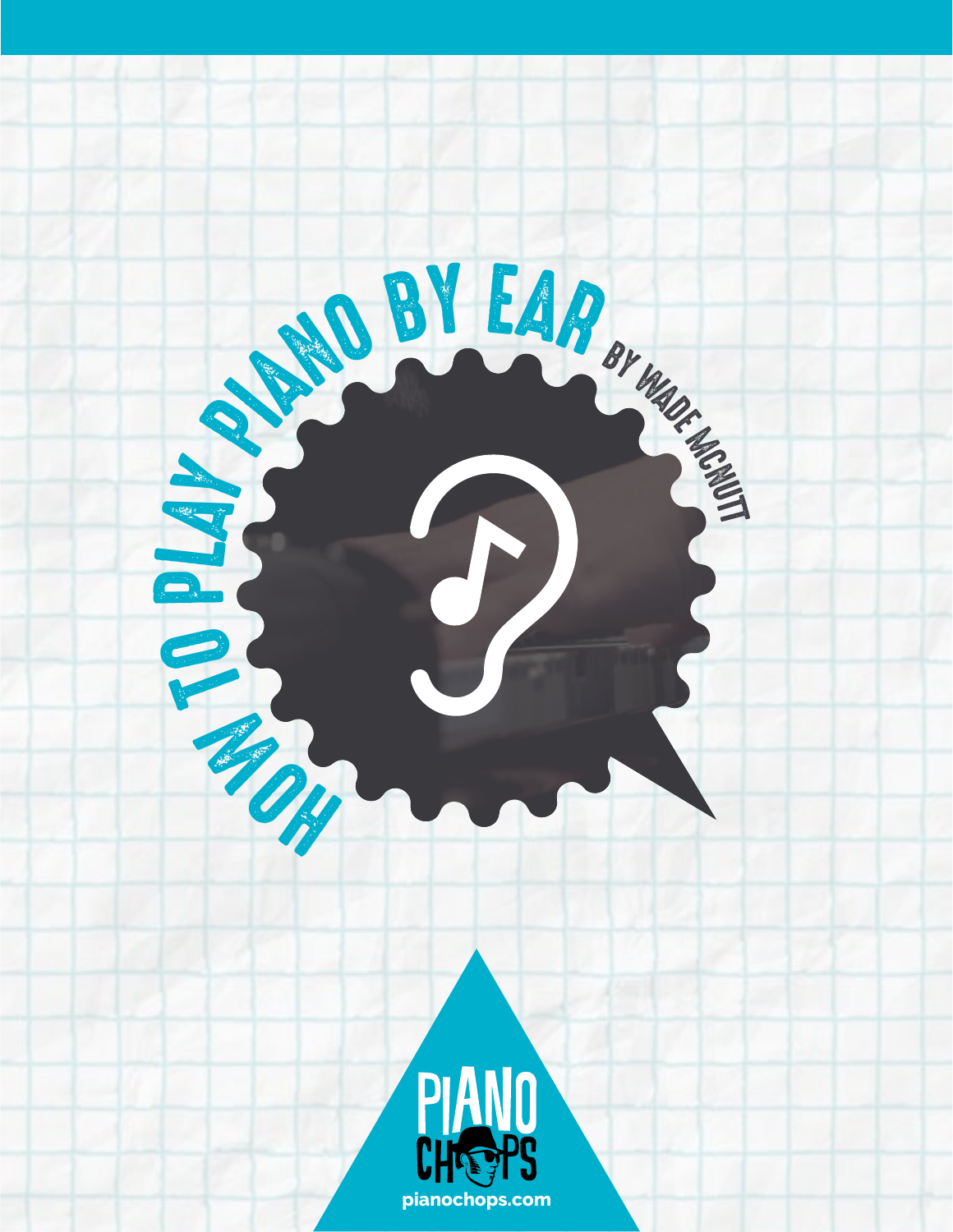# How to Play Piano by Ear

By Wade McNutt

PIANO CHOPS

pianochops.com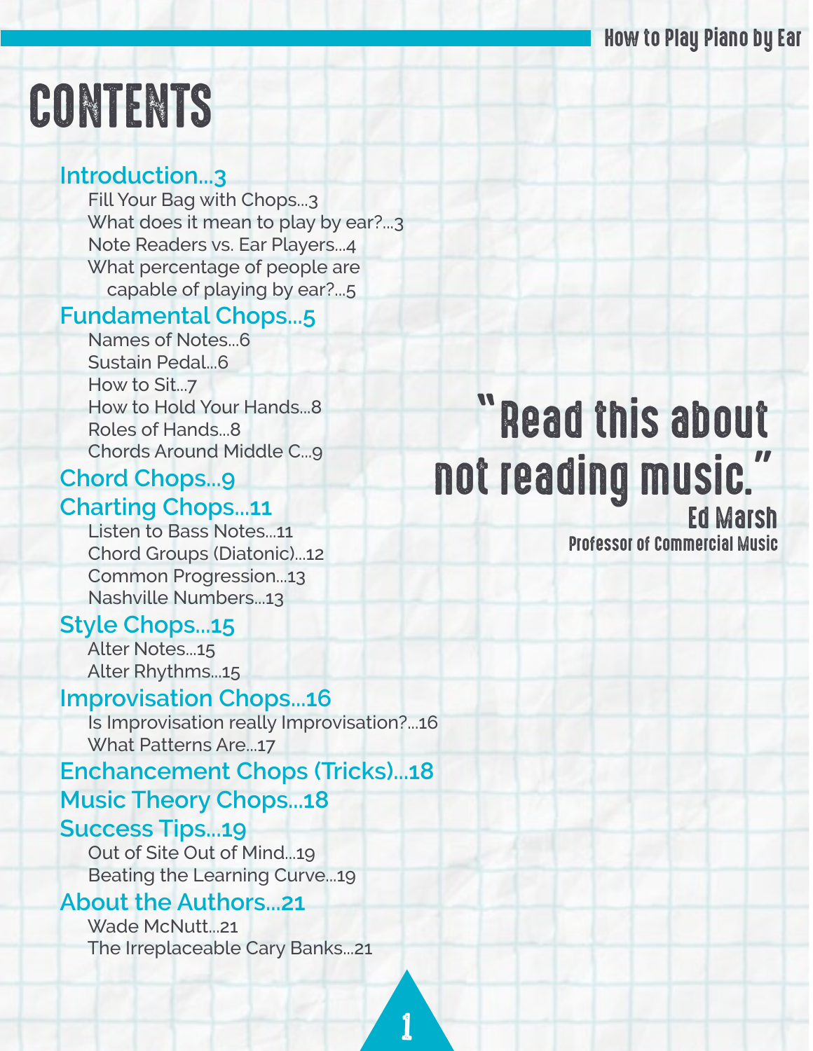# CONTENTS

**Introduction...3**

- Fill Your Bag with Chops...3
- What does it mean to play by ear?...3
- Note Readers vs. Ear Players...4
- What percentage of people are capable of playing by ear?...5

**Fundamental Chops...5**

- Names of Notes...6
- Sustain Pedal...6
- How to Sit...7
- How to Hold Your Hands...8
- Roles of Hands...8
- Chords Around Middle C...9

**Chord Chops...9**

**Charting Chops...11**

- Listen to Bass Notes...11
- Chord Groups (Diatonic)...12
- Common Progression...13
- Nashville Numbers...13

**Style Chops...15**

- Alter Notes...15
- Alter Rhythms...15

**Improvisation Chops...16**

- Is Improvisation really Improvisation?...16
- What Patterns Are...17

**Enchancement Chops (Tricks)...18**

**Music Theory Chops...18**

**Success Tips...19**

- Out of Site Out of Mind...19
- Beating the Learning Curve...19

**About the Authors...21**

- Wade McNutt...21
- The Irreplaceable Cary Banks...21

> "Read this about not reading music."
>
> **Ed Marsh**
> Professor of Commercial Music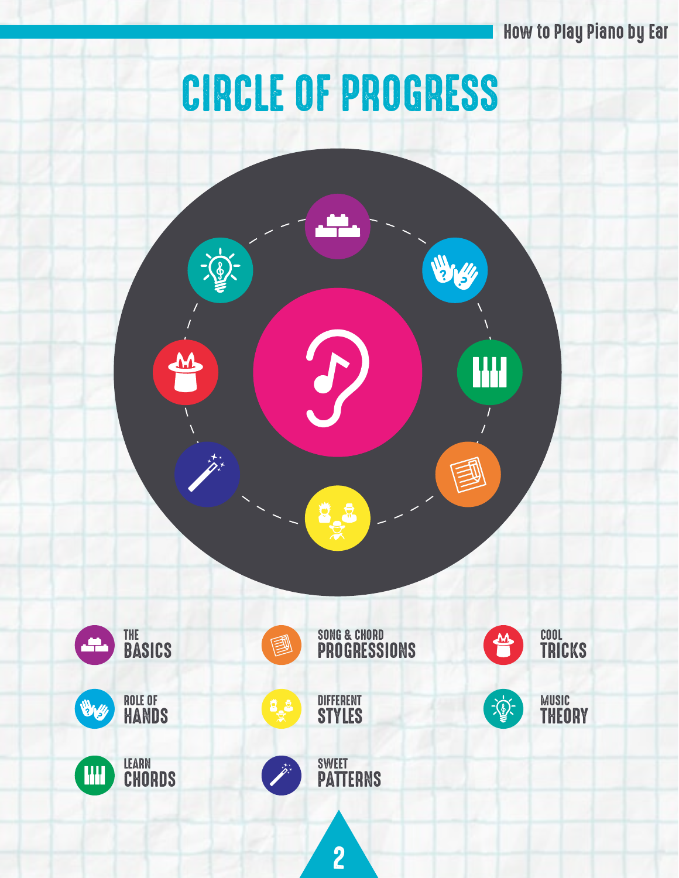# CIRCLE OF PROGRESS

- THE BASICS
- ROLE OF HANDS
- LEARN CHORDS
- SONG & CHORD PROGRESSIONS
- DIFFERENT STYLES
- SWEET PATTERNS
- COOL TRICKS
- MUSIC THEORY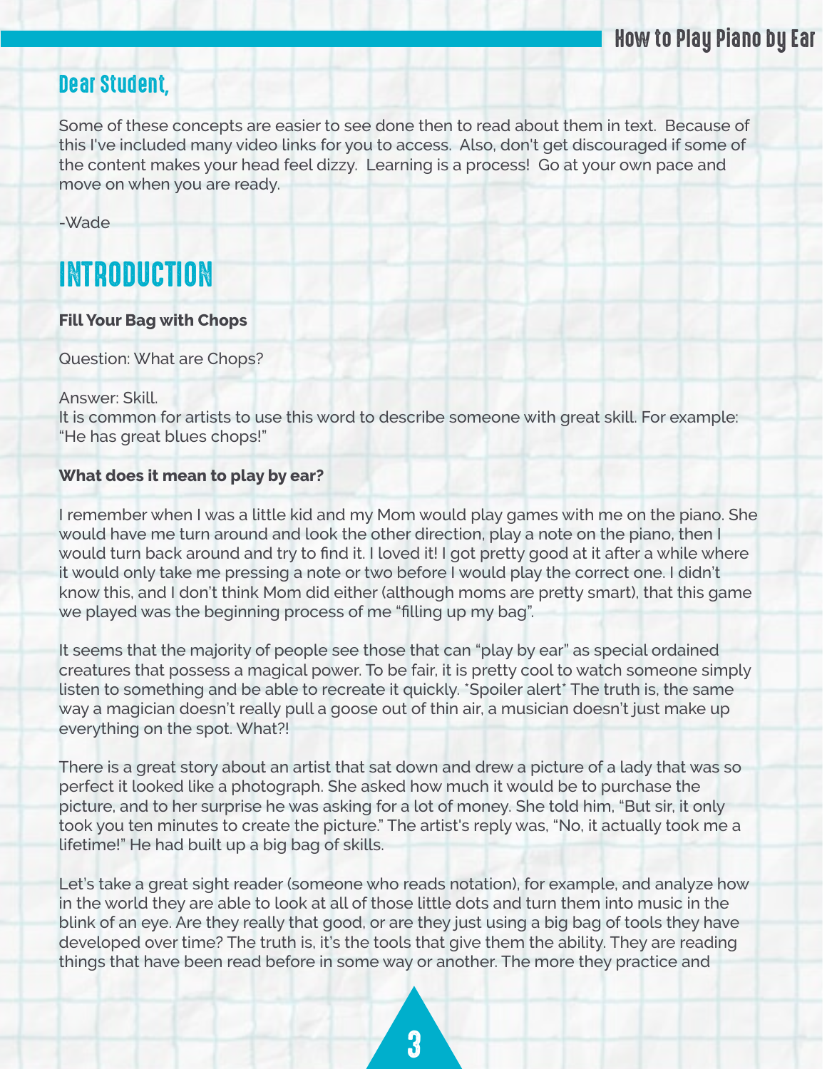## Dear Student,

Some of these concepts are easier to see done then to read about them in text. Because of this I've included many video links for you to access. Also, don't get discouraged if some of the content makes your head feel dizzy. Learning is a process! Go at your own pace and move on when you are ready.

-Wade

# INTRODUCTION

**Fill Your Bag with Chops**

Question: What are Chops?

Answer: Skill.
It is common for artists to use this word to describe someone with great skill. For example: "He has great blues chops!"

**What does it mean to play by ear?**

I remember when I was a little kid and my Mom would play games with me on the piano. She would have me turn around and look the other direction, play a note on the piano, then I would turn back around and try to find it. I loved it! I got pretty good at it after a while where it would only take me pressing a note or two before I would play the correct one. I didn't know this, and I don't think Mom did either (although moms are pretty smart), that this game we played was the beginning process of me "filling up my bag".

It seems that the majority of people see those that can "play by ear" as special ordained creatures that possess a magical power. To be fair, it is pretty cool to watch someone simply listen to something and be able to recreate it quickly. *Spoiler alert* The truth is, the same way a magician doesn't really pull a goose out of thin air, a musician doesn't just make up everything on the spot. What?!

There is a great story about an artist that sat down and drew a picture of a lady that was so perfect it looked like a photograph. She asked how much it would be to purchase the picture, and to her surprise he was asking for a lot of money. She told him, "But sir, it only took you ten minutes to create the picture." The artist's reply was, "No, it actually took me a lifetime!" He had built up a big bag of skills.

Let's take a great sight reader (someone who reads notation), for example, and analyze how in the world they are able to look at all of those little dots and turn them into music in the blink of an eye. Are they really that good, or are they just using a big bag of tools they have developed over time? The truth is, it's the tools that give them the ability. They are reading things that have been read before in some way or another. The more they practice and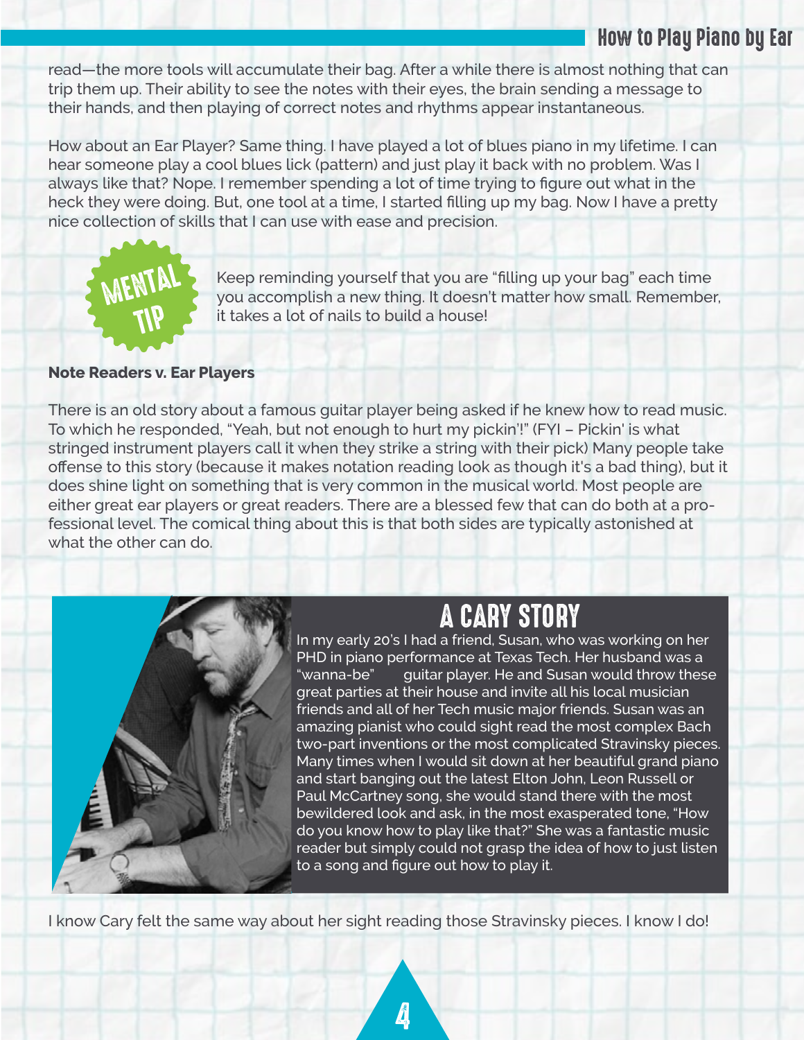read—the more tools will accumulate their bag. After a while there is almost nothing that can trip them up. Their ability to see the notes with their eyes, the brain sending a message to their hands, and then playing of correct notes and rhythms appear instantaneous.

How about an Ear Player? Same thing. I have played a lot of blues piano in my lifetime. I can hear someone play a cool blues lick (pattern) and just play it back with no problem. Was I always like that? Nope. I remember spending a lot of time trying to figure out what in the heck they were doing. But, one tool at a time, I started filling up my bag. Now I have a pretty nice collection of skills that I can use with ease and precision.

**MENTAL TIP**

Keep reminding yourself that you are "filling up your bag" each time you accomplish a new thing. It doesn't matter how small. Remember, it takes a lot of nails to build a house!

**Note Readers v. Ear Players**

There is an old story about a famous guitar player being asked if he knew how to read music. To which he responded, "Yeah, but not enough to hurt my pickin'!" (FYI – Pickin' is what stringed instrument players call it when they strike a string with their pick) Many people take offense to this story (because it makes notation reading look as though it's a bad thing), but it does shine light on something that is very common in the musical world. Most people are either great ear players or great readers. There are a blessed few that can do both at a professional level. The comical thing about this is that both sides are typically astonished at what the other can do.

## A CARY STORY

In my early 20's I had a friend, Susan, who was working on her PHD in piano performance at Texas Tech. Her husband was a "wanna-be" guitar player. He and Susan would throw these great parties at their house and invite all his local musician friends and all of her Tech music major friends. Susan was an amazing pianist who could sight read the most complex Bach two-part inventions or the most complicated Stravinsky pieces. Many times when I would sit down at her beautiful grand piano and start banging out the latest Elton John, Leon Russell or Paul McCartney song, she would stand there with the most bewildered look and ask, in the most exasperated tone, "How do you know how to play like that?" She was a fantastic music reader but simply could not grasp the idea of how to just listen to a song and figure out how to play it.

I know Cary felt the same way about her sight reading those Stravinsky pieces. I know I do!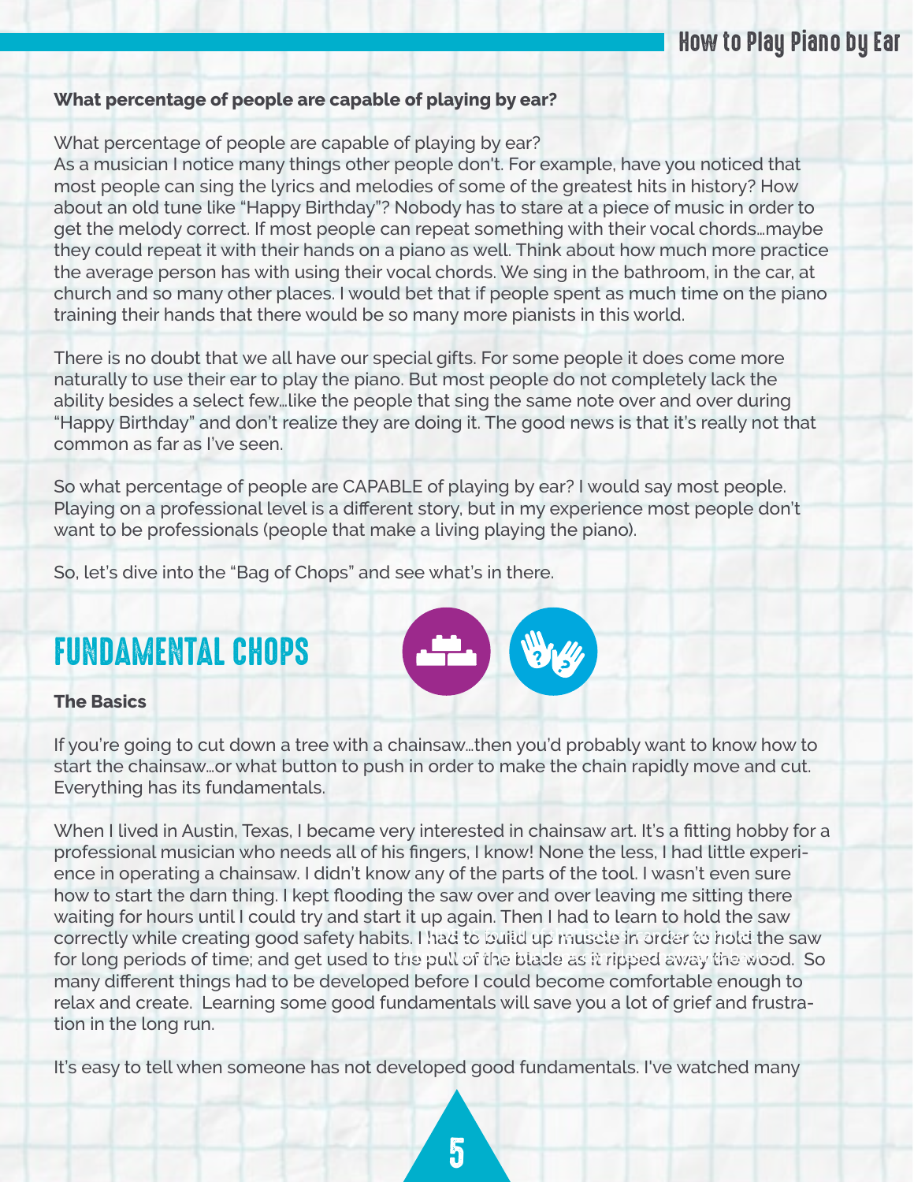**What percentage of people are capable of playing by ear?**

What percentage of people are capable of playing by ear?
As a musician I notice many things other people don't. For example, have you noticed that most people can sing the lyrics and melodies of some of the greatest hits in history? How about an old tune like "Happy Birthday"? Nobody has to stare at a piece of music in order to get the melody correct. If most people can repeat something with their vocal chords…maybe they could repeat it with their hands on a piano as well. Think about how much more practice the average person has with using their vocal chords. We sing in the bathroom, in the car, at church and so many other places. I would bet that if people spent as much time on the piano training their hands that there would be so many more pianists in this world.

There is no doubt that we all have our special gifts. For some people it does come more naturally to use their ear to play the piano. But most people do not completely lack the ability besides a select few…like the people that sing the same note over and over during "Happy Birthday" and don't realize they are doing it. The good news is that it's really not that common as far as I've seen.

So what percentage of people are CAPABLE of playing by ear? I would say most people. Playing on a professional level is a different story, but in my experience most people don't want to be professionals (people that make a living playing the piano).

So, let's dive into the "Bag of Chops" and see what's in there.

# FUNDAMENTAL CHOPS

**The Basics**

If you're going to cut down a tree with a chainsaw…then you'd probably want to know how to start the chainsaw…or what button to push in order to make the chain rapidly move and cut. Everything has its fundamentals.

When I lived in Austin, Texas, I became very interested in chainsaw art. It's a fitting hobby for a professional musician who needs all of his fingers, I know! None the less, I had little experience in operating a chainsaw. I didn't know any of the parts of the tool. I wasn't even sure how to start the darn thing. I kept flooding the saw over and over leaving me sitting there waiting for hours until I could try and start it up again. Then I had to learn to hold the saw correctly while creating good safety habits. I had to build up muscle in order to hold the saw for long periods of time; and get used to the pull of the blade as it ripped away the wood. So many different things had to be developed before I could become comfortable enough to relax and create. Learning some good fundamentals will save you a lot of grief and frustration in the long run.

It's easy to tell when someone has not developed good fundamentals. I've watched many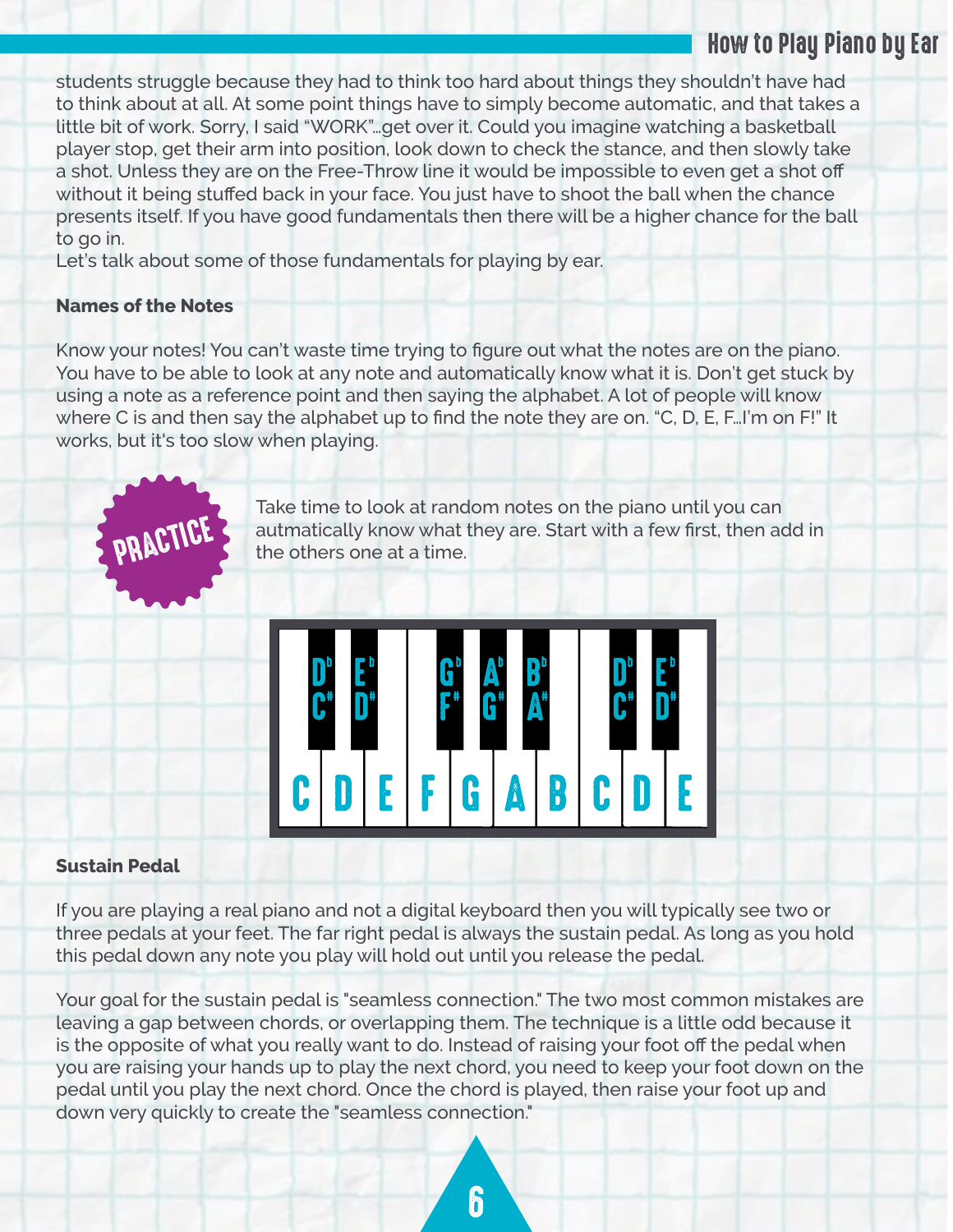students struggle because they had to think too hard about things they shouldn't have had to think about at all. At some point things have to simply become automatic, and that takes a little bit of work. Sorry, I said "WORK"...get over it. Could you imagine watching a basketball player stop, get their arm into position, look down to check the stance, and then slowly take a shot. Unless they are on the Free-Throw line it would be impossible to even get a shot off without it being stuffed back in your face. You just have to shoot the ball when the chance presents itself. If you have good fundamentals then there will be a higher chance for the ball to go in.

Let's talk about some of those fundamentals for playing by ear.

**Names of the Notes**

Know your notes! You can't waste time trying to figure out what the notes are on the piano. You have to be able to look at any note and automatically know what it is. Don't get stuck by using a note as a reference point and then saying the alphabet. A lot of people will know where C is and then say the alphabet up to find the note they are on. "C, D, E, F...I'm on F!" It works, but it's too slow when playing.

PRACTICE

Take time to look at random notes on the piano until you can autmatically know what they are. Start with a few first, then add in the others one at a time.

Sustain Pedal

If you are playing a real piano and not a digital keyboard then you will typically see two or three pedals at your feet. The far right pedal is always the sustain pedal. As long as you hold this pedal down any note you play will hold out until you release the pedal.

Your goal for the sustain pedal is "seamless connection." The two most common mistakes are leaving a gap between chords, or overlapping them. The technique is a little odd because it is the opposite of what you really want to do. Instead of raising your foot off the pedal when you are raising your hands up to play the next chord, you need to keep your foot down on the pedal until you play the next chord. Once the chord is played, then raise your foot up and down very quickly to create the "seamless connection."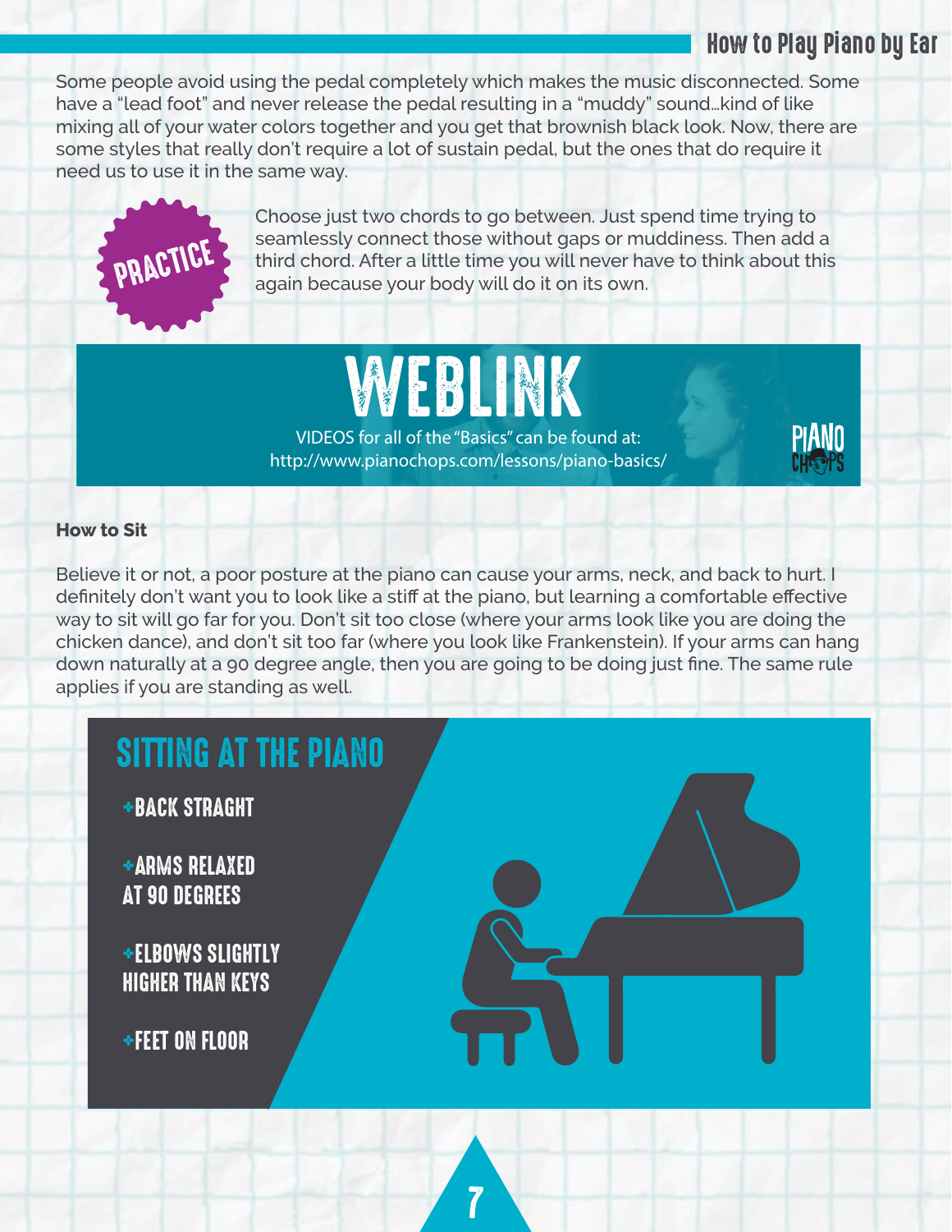Some people avoid using the pedal completely which makes the music disconnected. Some have a "lead foot" and never release the pedal resulting in a "muddy" sound…kind of like mixing all of your water colors together and you get that brownish black look. Now, there are some styles that really don't require a lot of sustain pedal, but the ones that do require it need us to use it in the same way.

**PRACTICE**

Choose just two chords to go between. Just spend time trying to seamlessly connect those without gaps or muddiness. Then add a third chord. After a little time you will never have to think about this again because your body will do it on its own.

## WEBLINK

VIDEOS for all of the "Basics" can be found at:
http://www.pianochops.com/lessons/piano-basics/

### How to Sit

Believe it or not, a poor posture at the piano can cause your arms, neck, and back to hurt. I definitely don't want you to look like a stiff at the piano, but learning a comfortable effective way to sit will go far for you. Don't sit too close (where your arms look like you are doing the chicken dance), and don't sit too far (where you look like Frankenstein). If your arms can hang down naturally at a 90 degree angle, then you are going to be doing just fine. The same rule applies if you are standing as well.

## SITTING AT THE PIANO

- BACK STRAGHT
- ARMS RELAXED AT 90 DEGREES
- ELBOWS SLIGHTLY HIGHER THAN KEYS
- FEET ON FLOOR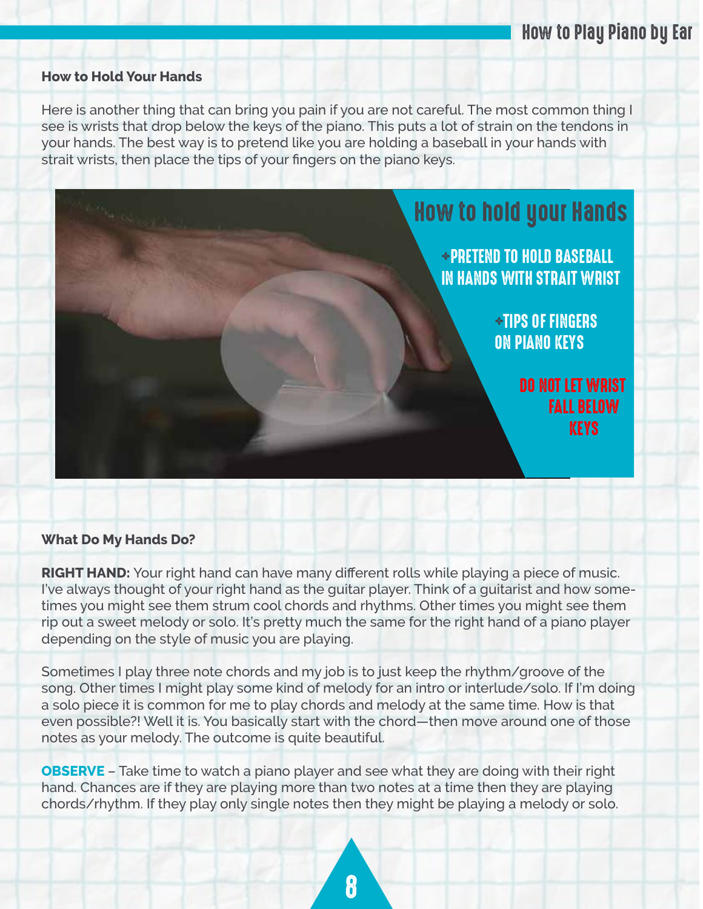### How to Hold Your Hands

Here is another thing that can bring you pain if you are not careful. The most common thing I see is wrists that drop below the keys of the piano. This puts a lot of strain on the tendons in your hands. The best way is to pretend like you are holding a baseball in your hands with strait wrists, then place the tips of your fingers on the piano keys.

How to hold your Hands

- PRETEND TO HOLD BASEBALL IN HANDS WITH STRAIT WRIST
- TIPS OF FINGERS ON PIANO KEYS

DO NOT LET WRIST FALL BELOW KEYS

### What Do My Hands Do?

**RIGHT HAND:** Your right hand can have many different rolls while playing a piece of music. I've always thought of your right hand as the guitar player. Think of a guitarist and how sometimes you might see them strum cool chords and rhythms. Other times you might see them rip out a sweet melody or solo. It's pretty much the same for the right hand of a piano player depending on the style of music you are playing.

Sometimes I play three note chords and my job is to just keep the rhythm/groove of the song. Other times I might play some kind of melody for an intro or interlude/solo. If I'm doing a solo piece it is common for me to play chords and melody at the same time. How is that even possible?! Well it is. You basically start with the chord—then move around one of those notes as your melody. The outcome is quite beautiful.

**OBSERVE** – Take time to watch a piano player and see what they are doing with their right hand. Chances are if they are playing more than two notes at a time then they are playing chords/rhythm. If they play only single notes then they might be playing a melody or solo.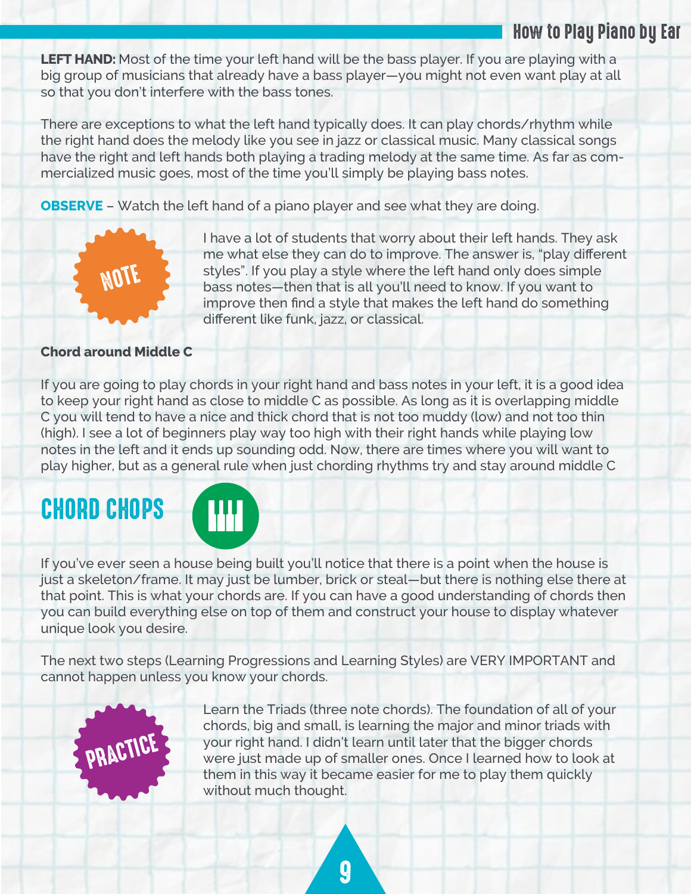**LEFT HAND:** Most of the time your left hand will be the bass player. If you are playing with a big group of musicians that already have a bass player—you might not even want play at all so that you don't interfere with the bass tones.

There are exceptions to what the left hand typically does. It can play chords/rhythm while the right hand does the melody like you see in jazz or classical music. Many classical songs have the right and left hands both playing a trading melody at the same time. As far as commercialized music goes, most of the time you'll simply be playing bass notes.

**OBSERVE** – Watch the left hand of a piano player and see what they are doing.

NOTE

I have a lot of students that worry about their left hands. They ask me what else they can do to improve. The answer is, "play different styles". If you play a style where the left hand only does simple bass notes—then that is all you'll need to know. If you want to improve then find a style that makes the left hand do something different like funk, jazz, or classical.

**Chord around Middle C**

If you are going to play chords in your right hand and bass notes in your left, it is a good idea to keep your right hand as close to middle C as possible. As long as it is overlapping middle C you will tend to have a nice and thick chord that is not too muddy (low) and not too thin (high). I see a lot of beginners play way too high with their right hands while playing low notes in the left and it ends up sounding odd. Now, there are times where you will want to play higher, but as a general rule when just chording rhythms try and stay around middle C

## CHORD CHOPS

If you've ever seen a house being built you'll notice that there is a point when the house is just a skeleton/frame. It may just be lumber, brick or steal—but there is nothing else there at that point. This is what your chords are. If you can have a good understanding of chords then you can build everything else on top of them and construct your house to display whatever unique look you desire.

The next two steps (Learning Progressions and Learning Styles) are VERY IMPORTANT and cannot happen unless you know your chords.

PRACTICE

Learn the Triads (three note chords). The foundation of all of your chords, big and small, is learning the major and minor triads with your right hand. I didn't learn until later that the bigger chords were just made up of smaller ones. Once I learned how to look at them in this way it became easier for me to play them quickly without much thought.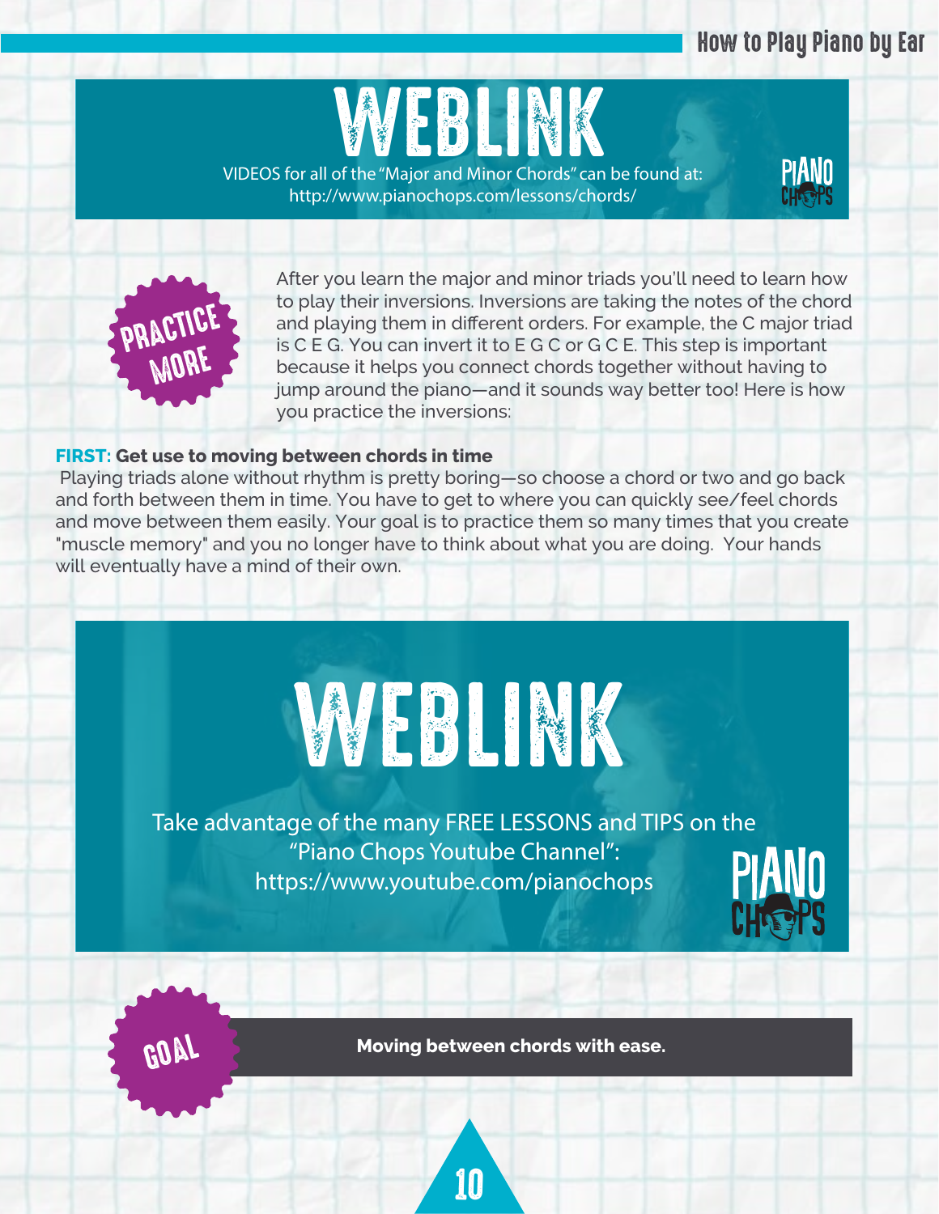# WEBLINK

VIDEOS for all of the "Major and Minor Chords" can be found at:
http://www.pianochops.com/lessons/chords/

**PRACTICE MORE**

After you learn the major and minor triads you'll need to learn how to play their inversions. Inversions are taking the notes of the chord and playing them in different orders. For example, the C major triad is C E G. You can invert it to E G C or G C E. This step is important because it helps you connect chords together without having to jump around the piano—and it sounds way better too! Here is how you practice the inversions:

**FIRST: Get use to moving between chords in time**

Playing triads alone without rhythm is pretty boring—so choose a chord or two and go back and forth between them in time. You have to get to where you can quickly see/feel chords and move between them easily. Your goal is to practice them so many times that you create "muscle memory" and you no longer have to think about what you are doing. Your hands will eventually have a mind of their own.

# WEBLINK

Take advantage of the many FREE LESSONS and TIPS on the "Piano Chops Youtube Channel":
https://www.youtube.com/pianochops

**GOAL**

**Moving between chords with ease.**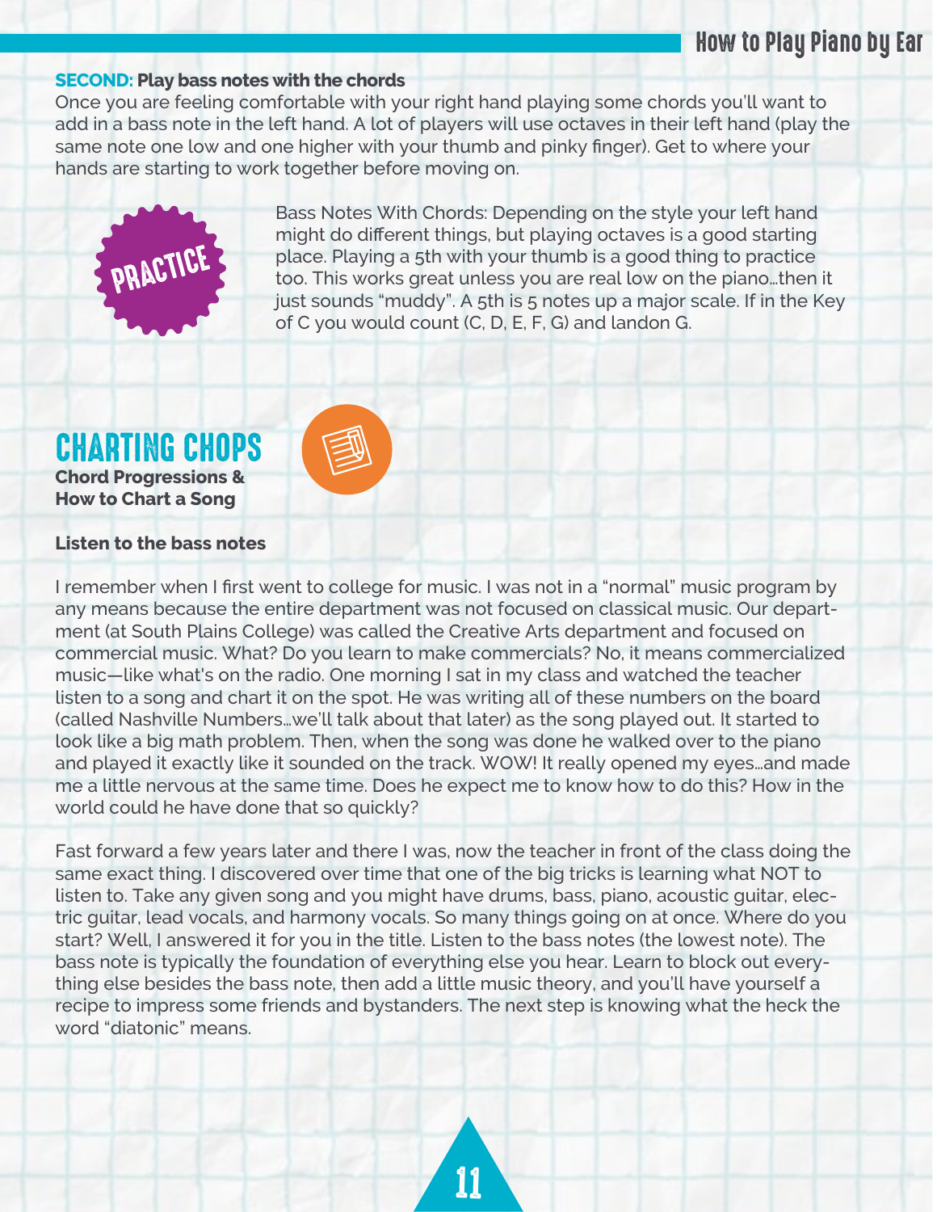**SECOND: Play bass notes with the chords**

Once you are feeling comfortable with your right hand playing some chords you'll want to add in a bass note in the left hand. A lot of players will use octaves in their left hand (play the same note one low and one higher with your thumb and pinky finger). Get to where your hands are starting to work together before moving on.

PRACTICE

Bass Notes With Chords: Depending on the style your left hand might do different things, but playing octaves is a good starting place. Playing a 5th with your thumb is a good thing to practice too. This works great unless you are real low on the piano…then it just sounds "muddy". A 5th is 5 notes up a major scale. If in the Key of C you would count (C, D, E, F, G) and landon G.

# CHARTING CHOPS

**Chord Progressions & How to Chart a Song**

**Listen to the bass notes**

I remember when I first went to college for music. I was not in a "normal" music program by any means because the entire department was not focused on classical music. Our department (at South Plains College) was called the Creative Arts department and focused on commercial music. What? Do you learn to make commercials? No, it means commercialized music—like what's on the radio. One morning I sat in my class and watched the teacher listen to a song and chart it on the spot. He was writing all of these numbers on the board (called Nashville Numbers…we'll talk about that later) as the song played out. It started to look like a big math problem. Then, when the song was done he walked over to the piano and played it exactly like it sounded on the track. WOW! It really opened my eyes…and made me a little nervous at the same time. Does he expect me to know how to do this? How in the world could he have done that so quickly?

Fast forward a few years later and there I was, now the teacher in front of the class doing the same exact thing. I discovered over time that one of the big tricks is learning what NOT to listen to. Take any given song and you might have drums, bass, piano, acoustic guitar, electric guitar, lead vocals, and harmony vocals. So many things going on at once. Where do you start? Well, I answered it for you in the title. Listen to the bass notes (the lowest note). The bass note is typically the foundation of everything else you hear. Learn to block out everything else besides the bass note, then add a little music theory, and you'll have yourself a recipe to impress some friends and bystanders. The next step is knowing what the heck the word "diatonic" means.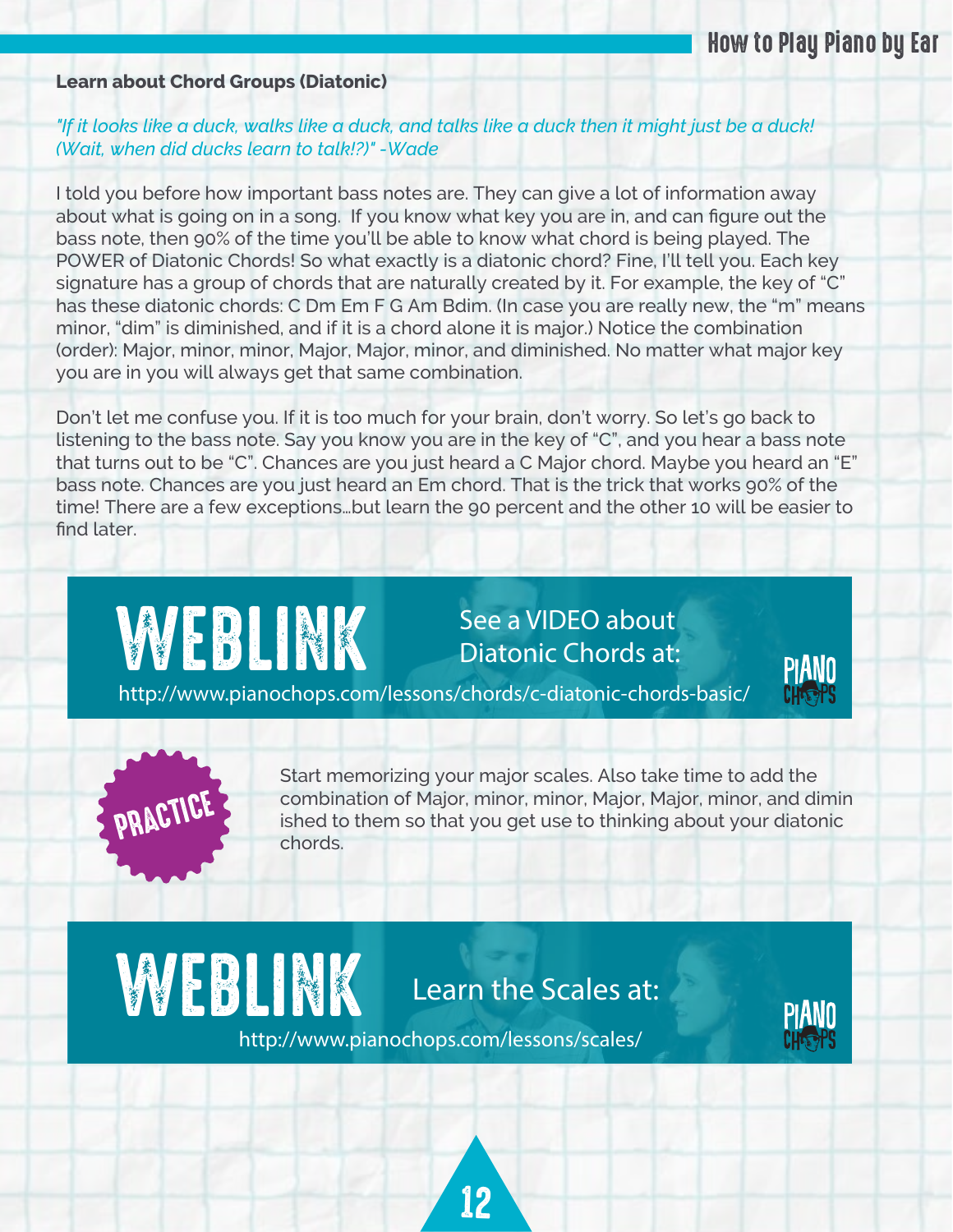### Learn about Chord Groups (Diatonic)

*"If it looks like a duck, walks like a duck, and talks like a duck then it might just be a duck! (Wait, when did ducks learn to talk!?)" -Wade*

I told you before how important bass notes are. They can give a lot of information away about what is going on in a song. If you know what key you are in, and can figure out the bass note, then 90% of the time you'll be able to know what chord is being played. The POWER of Diatonic Chords! So what exactly is a diatonic chord? Fine, I'll tell you. Each key signature has a group of chords that are naturally created by it. For example, the key of "C" has these diatonic chords: C Dm Em F G Am Bdim. (In case you are really new, the "m" means minor, "dim" is diminished, and if it is a chord alone it is major.) Notice the combination (order): Major, minor, minor, Major, Major, minor, and diminished. No matter what major key you are in you will always get that same combination.

Don't let me confuse you. If it is too much for your brain, don't worry. So let's go back to listening to the bass note. Say you know you are in the key of "C", and you hear a bass note that turns out to be "C". Chances are you just heard a C Major chord. Maybe you heard an "E" bass note. Chances are you just heard an Em chord. That is the trick that works 90% of the time! There are a few exceptions…but learn the 90 percent and the other 10 will be easier to find later.

**WEBLINK** See a VIDEO about Diatonic Chords at:
http://www.pianochops.com/lessons/chords/c-diatonic-chords-basic/

**PRACTICE**

Start memorizing your major scales. Also take time to add the combination of Major, minor, minor, Major, Major, minor, and diminished to them so that you get use to thinking about your diatonic chords.

**WEBLINK** Learn the Scales at:
http://www.pianochops.com/lessons/scales/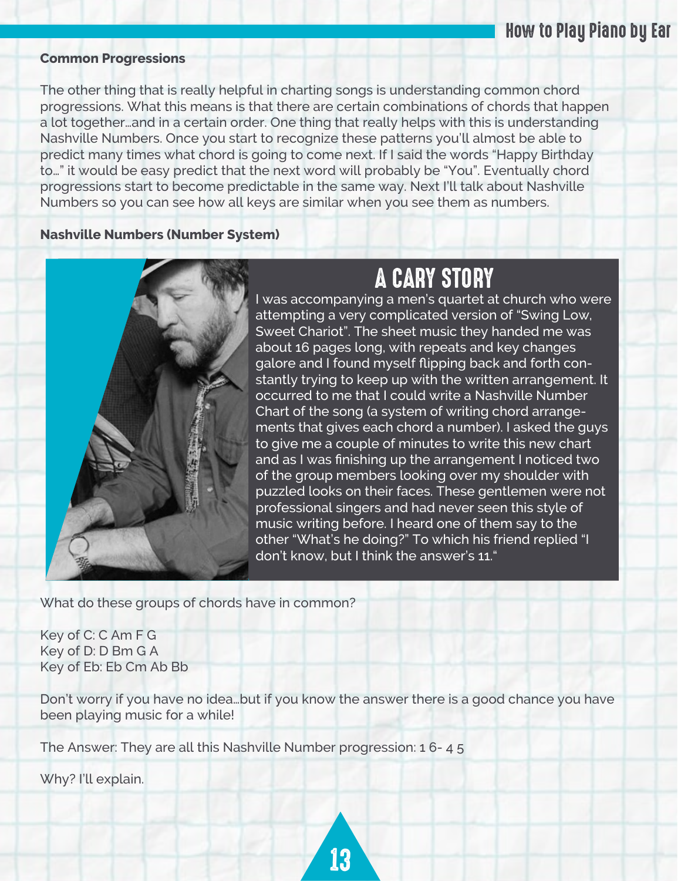### Common Progressions

The other thing that is really helpful in charting songs is understanding common chord progressions. What this means is that there are certain combinations of chords that happen a lot together…and in a certain order. One thing that really helps with this is understanding Nashville Numbers. Once you start to recognize these patterns you'll almost be able to predict many times what chord is going to come next. If I said the words "Happy Birthday to…" it would be easy predict that the next word will probably be "You". Eventually chord progressions start to become predictable in the same way. Next I'll talk about Nashville Numbers so you can see how all keys are similar when you see them as numbers.

### Nashville Numbers (Number System)

## A CARY STORY

I was accompanying a men's quartet at church who were attempting a very complicated version of "Swing Low, Sweet Chariot". The sheet music they handed me was about 16 pages long, with repeats and key changes galore and I found myself flipping back and forth constantly trying to keep up with the written arrangement. It occurred to me that I could write a Nashville Number Chart of the song (a system of writing chord arrangements that gives each chord a number). I asked the guys to give me a couple of minutes to write this new chart and as I was finishing up the arrangement I noticed two of the group members looking over my shoulder with puzzled looks on their faces. These gentlemen were not professional singers and had never seen this style of music writing before. I heard one of them say to the other "What's he doing?" To which his friend replied "I don't know, but I think the answer's 11."

What do these groups of chords have in common?

Key of C: C Am F G
Key of D: D Bm G A
Key of Eb: Eb Cm Ab Bb

Don't worry if you have no idea…but if you know the answer there is a good chance you have been playing music for a while!

The Answer: They are all this Nashville Number progression: 1 6- 4 5

Why? I'll explain.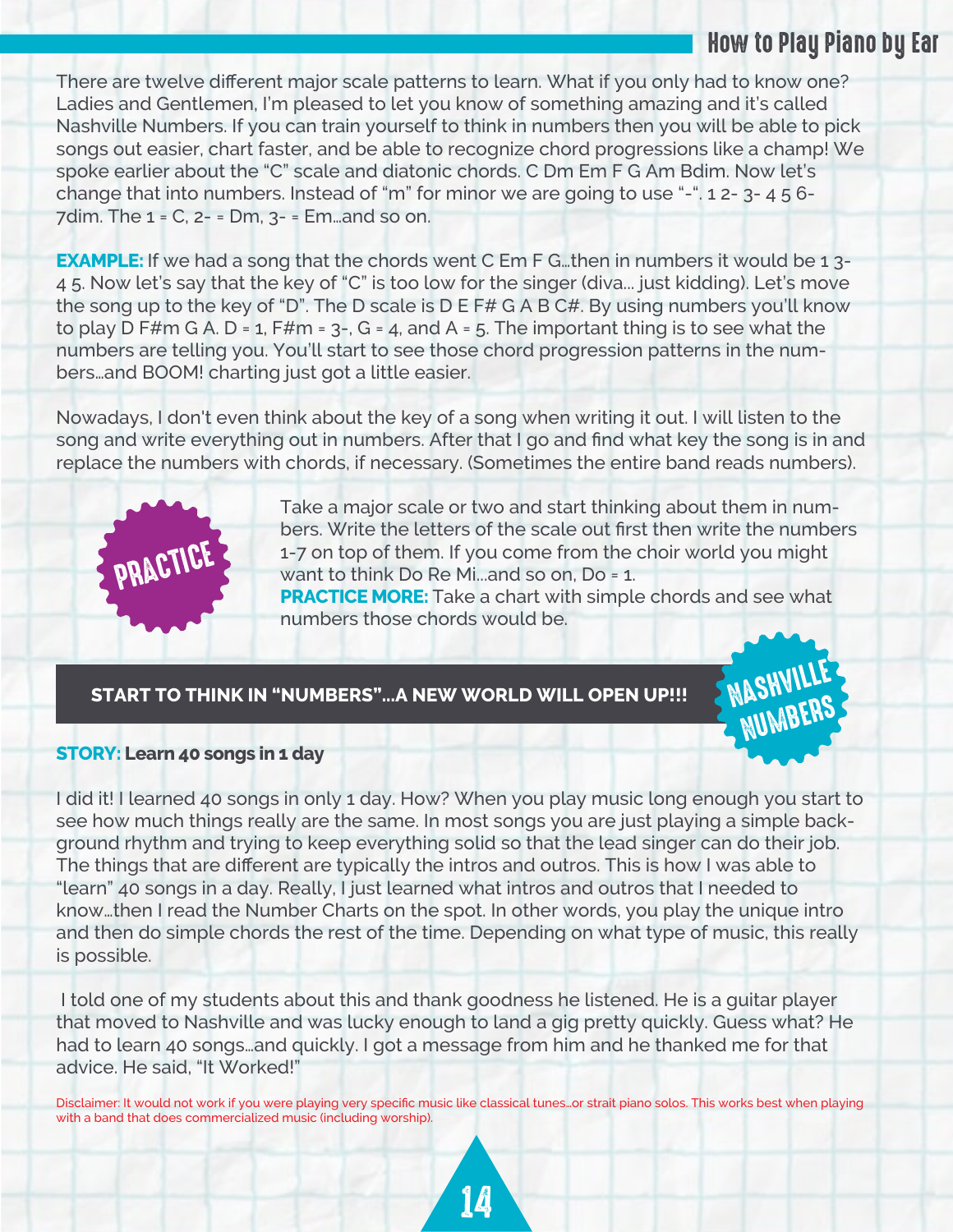There are twelve different major scale patterns to learn. What if you only had to know one? Ladies and Gentlemen, I'm pleased to let you know of something amazing and it's called Nashville Numbers. If you can train yourself to think in numbers then you will be able to pick songs out easier, chart faster, and be able to recognize chord progressions like a champ! We spoke earlier about the "C" scale and diatonic chords. C Dm Em F G Am Bdim. Now let's change that into numbers. Instead of "m" for minor we are going to use "-". 1 2- 3- 4 5 6- 7dim. The 1 = C, 2- = Dm, 3- = Em...and so on.

**EXAMPLE:** If we had a song that the chords went C Em F G...then in numbers it would be 1 3- 4 5. Now let's say that the key of "C" is too low for the singer (diva... just kidding). Let's move the song up to the key of "D". The D scale is D E F# G A B C#. By using numbers you'll know to play D F#m G A. D = 1, F#m = 3-, G = 4, and A = 5. The important thing is to see what the numbers are telling you. You'll start to see those chord progression patterns in the numbers...and BOOM! charting just got a little easier.

Nowadays, I don't even think about the key of a song when writing it out. I will listen to the song and write everything out in numbers. After that I go and find what key the song is in and replace the numbers with chords, if necessary. (Sometimes the entire band reads numbers).

**PRACTICE**

Take a major scale or two and start thinking about them in numbers. Write the letters of the scale out first then write the numbers 1-7 on top of them. If you come from the choir world you might want to think Do Re Mi...and so on, Do = 1.

**PRACTICE MORE:** Take a chart with simple chords and see what numbers those chords would be.

**START TO THINK IN "NUMBERS"...A NEW WORLD WILL OPEN UP!!!**

**NASHVILLE NUMBERS**

**STORY: Learn 40 songs in 1 day**

I did it! I learned 40 songs in only 1 day. How? When you play music long enough you start to see how much things really are the same. In most songs you are just playing a simple background rhythm and trying to keep everything solid so that the lead singer can do their job. The things that are different are typically the intros and outros. This is how I was able to "learn" 40 songs in a day. Really, I just learned what intros and outros that I needed to know...then I read the Number Charts on the spot. In other words, you play the unique intro and then do simple chords the rest of the time. Depending on what type of music, this really is possible.

I told one of my students about this and thank goodness he listened. He is a guitar player that moved to Nashville and was lucky enough to land a gig pretty quickly. Guess what? He had to learn 40 songs...and quickly. I got a message from him and he thanked me for that advice. He said, "It Worked!"

Disclaimer: It would not work if you were playing very specific music like classical tunes...or strait piano solos. This works best when playing with a band that does commercialized music (including worship).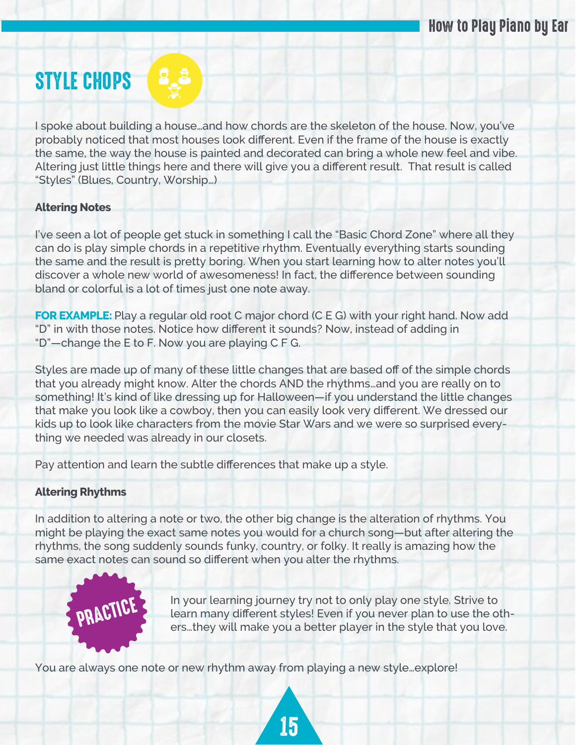## STYLE CHOPS

I spoke about building a house…and how chords are the skeleton of the house. Now, you've probably noticed that most houses look different. Even if the frame of the house is exactly the same, the way the house is painted and decorated can bring a whole new feel and vibe. Altering just little things here and there will give you a different result. That result is called "Styles" (Blues, Country, Worship…)

**Altering Notes**

I've seen a lot of people get stuck in something I call the "Basic Chord Zone" where all they can do is play simple chords in a repetitive rhythm. Eventually everything starts sounding the same and the result is pretty boring. When you start learning how to alter notes you'll discover a whole new world of awesomeness! In fact, the difference between sounding bland or colorful is a lot of times just one note away.

**FOR EXAMPLE:** Play a regular old root C major chord (C E G) with your right hand. Now add "D" in with those notes. Notice how different it sounds? Now, instead of adding in "D"—change the E to F. Now you are playing C F G.

Styles are made up of many of these little changes that are based off of the simple chords that you already might know. Alter the chords AND the rhythms…and you are really on to something! It's kind of like dressing up for Halloween—if you understand the little changes that make you look like a cowboy, then you can easily look very different. We dressed our kids up to look like characters from the movie Star Wars and we were so surprised everything we needed was already in our closets.

Pay attention and learn the subtle differences that make up a style.

**Altering Rhythms**

In addition to altering a note or two, the other big change is the alteration of rhythms. You might be playing the exact same notes you would for a church song—but after altering the rhythms, the song suddenly sounds funky, country, or folky. It really is amazing how the same exact notes can sound so different when you alter the rhythms.

**PRACTICE**

In your learning journey try not to only play one style. Strive to learn many different styles! Even if you never plan to use the others…they will make you a better player in the style that you love.

You are always one note or new rhythm away from playing a new style…explore!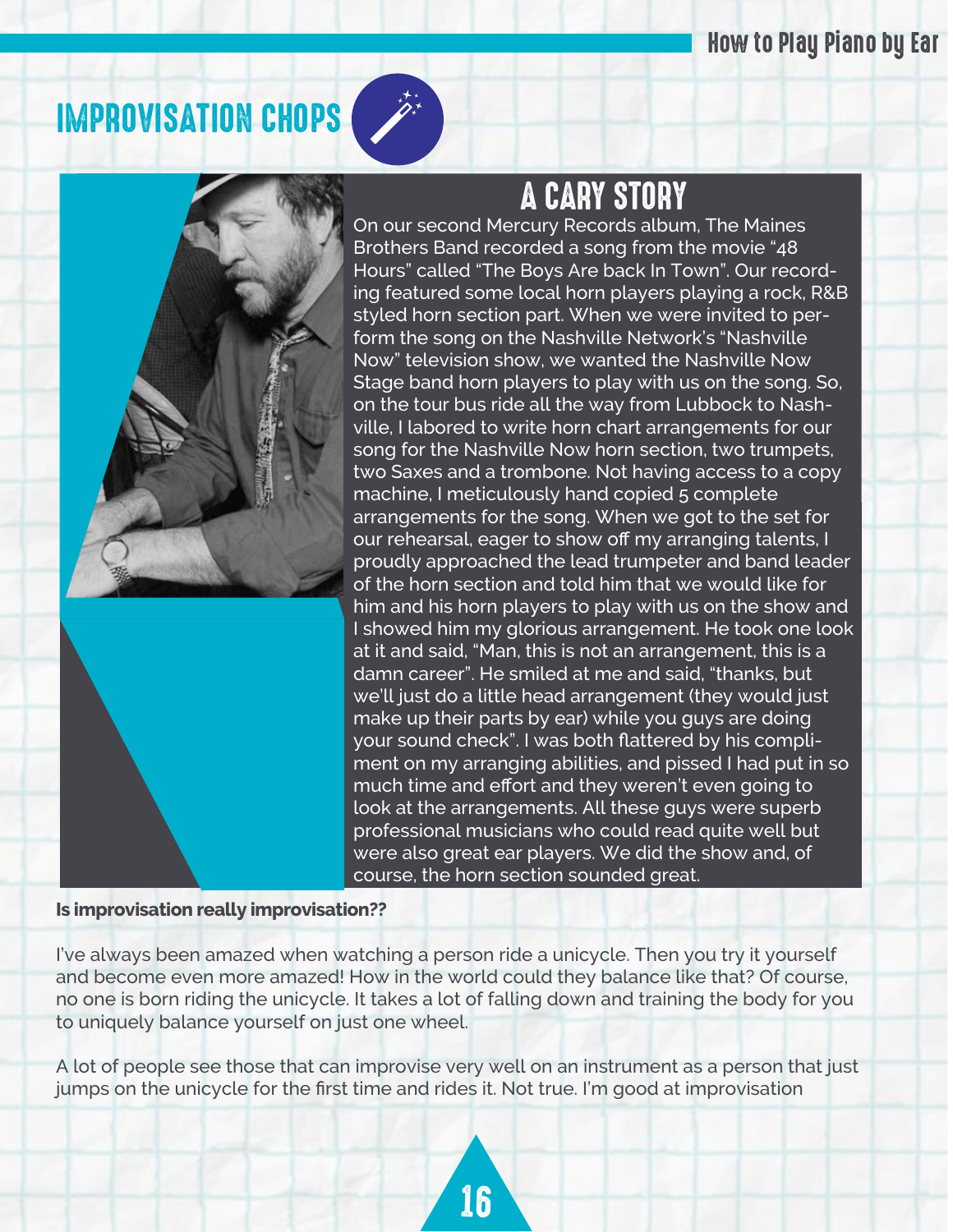# IMPROVISATION CHOPS

## A CARY STORY

On our second Mercury Records album, The Maines Brothers Band recorded a song from the movie "48 Hours" called "The Boys Are back In Town". Our recording featured some local horn players playing a rock, R&B styled horn section part. When we were invited to perform the song on the Nashville Network's "Nashville Now" television show, we wanted the Nashville Now Stage band horn players to play with us on the song. So, on the tour bus ride all the way from Lubbock to Nashville, I labored to write horn chart arrangements for our song for the Nashville Now horn section, two trumpets, two Saxes and a trombone. Not having access to a copy machine, I meticulously hand copied 5 complete arrangements for the song. When we got to the set for our rehearsal, eager to show off my arranging talents, I proudly approached the lead trumpeter and band leader of the horn section and told him that we would like for him and his horn players to play with us on the show and I showed him my glorious arrangement. He took one look at it and said, "Man, this is not an arrangement, this is a damn career". He smiled at me and said, "thanks, but we'll just do a little head arrangement (they would just make up their parts by ear) while you guys are doing your sound check". I was both flattered by his compliment on my arranging abilities, and pissed I had put in so much time and effort and they weren't even going to look at the arrangements. All these guys were superb professional musicians who could read quite well but were also great ear players. We did the show and, of course, the horn section sounded great.

**Is improvisation really improvisation??**

I've always been amazed when watching a person ride a unicycle. Then you try it yourself and become even more amazed! How in the world could they balance like that? Of course, no one is born riding the unicycle. It takes a lot of falling down and training the body for you to uniquely balance yourself on just one wheel.

A lot of people see those that can improvise very well on an instrument as a person that just jumps on the unicycle for the first time and rides it. Not true. I'm good at improvisation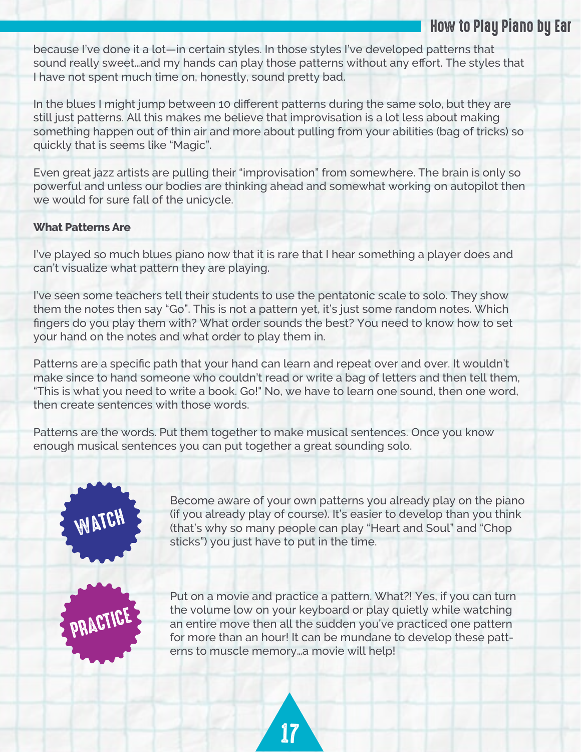because I've done it a lot—in certain styles. In those styles I've developed patterns that sound really sweet…and my hands can play those patterns without any effort. The styles that I have not spent much time on, honestly, sound pretty bad.

In the blues I might jump between 10 different patterns during the same solo, but they are still just patterns. All this makes me believe that improvisation is a lot less about making something happen out of thin air and more about pulling from your abilities (bag of tricks) so quickly that is seems like "Magic".

Even great jazz artists are pulling their "improvisation" from somewhere. The brain is only so powerful and unless our bodies are thinking ahead and somewhat working on autopilot then we would for sure fall of the unicycle.

**What Patterns Are**

I've played so much blues piano now that it is rare that I hear something a player does and can't visualize what pattern they are playing.

I've seen some teachers tell their students to use the pentatonic scale to solo. They show them the notes then say "Go". This is not a pattern yet, it's just some random notes. Which fingers do you play them with? What order sounds the best? You need to know how to set your hand on the notes and what order to play them in.

Patterns are a specific path that your hand can learn and repeat over and over. It wouldn't make since to hand someone who couldn't read or write a bag of letters and then tell them, "This is what you need to write a book. Go!" No, we have to learn one sound, then one word, then create sentences with those words.

Patterns are the words. Put them together to make musical sentences. Once you know enough musical sentences you can put together a great sounding solo.

**WATCH**

Become aware of your own patterns you already play on the piano (if you already play of course). It's easier to develop than you think (that's why so many people can play "Heart and Soul" and "Chop sticks") you just have to put in the time.

**PRACTICE**

Put on a movie and practice a pattern. What?! Yes, if you can turn the volume low on your keyboard or play quietly while watching an entire move then all the sudden you've practiced one pattern for more than an hour! It can be mundane to develop these patterns to muscle memory…a movie will help!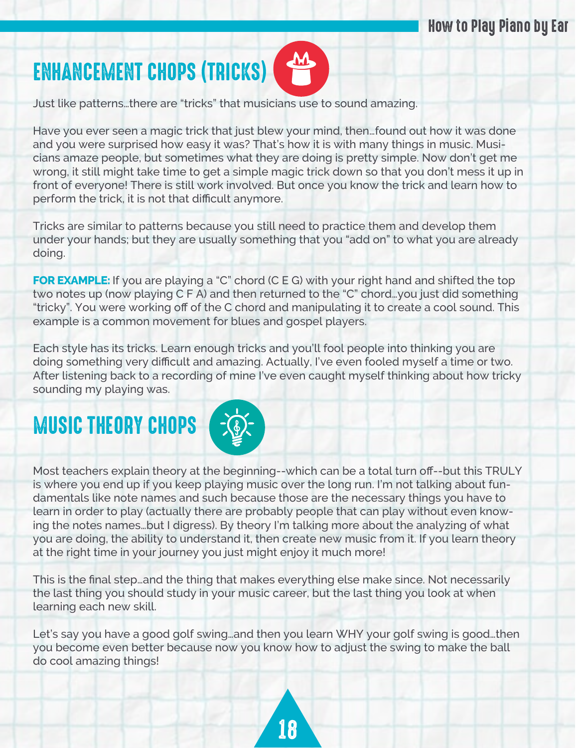## ENHANCEMENT CHOPS (TRICKS)

Just like patterns…there are "tricks" that musicians use to sound amazing.

Have you ever seen a magic trick that just blew your mind, then…found out how it was done and you were surprised how easy it was? That's how it is with many things in music. Musicians amaze people, but sometimes what they are doing is pretty simple. Now don't get me wrong, it still might take time to get a simple magic trick down so that you don't mess it up in front of everyone! There is still work involved. But once you know the trick and learn how to perform the trick, it is not that difficult anymore.

Tricks are similar to patterns because you still need to practice them and develop them under your hands; but they are usually something that you "add on" to what you are already doing.

**FOR EXAMPLE:** If you are playing a "C" chord (C E G) with your right hand and shifted the top two notes up (now playing C F A) and then returned to the "C" chord…you just did something "tricky". You were working off of the C chord and manipulating it to create a cool sound. This example is a common movement for blues and gospel players.

Each style has its tricks. Learn enough tricks and you'll fool people into thinking you are doing something very difficult and amazing. Actually, I've even fooled myself a time or two. After listening back to a recording of mine I've even caught myself thinking about how tricky sounding my playing was.

## MUSIC THEORY CHOPS

Most teachers explain theory at the beginning--which can be a total turn off--but this TRULY is where you end up if you keep playing music over the long run. I'm not talking about fundamentals like note names and such because those are the necessary things you have to learn in order to play (actually there are probably people that can play without even knowing the notes names…but I digress). By theory I'm talking more about the analyzing of what you are doing, the ability to understand it, then create new music from it. If you learn theory at the right time in your journey you just might enjoy it much more!

This is the final step…and the thing that makes everything else make since. Not necessarily the last thing you should study in your music career, but the last thing you look at when learning each new skill.

Let's say you have a good golf swing…and then you learn WHY your golf swing is good…then you become even better because now you know how to adjust the swing to make the ball do cool amazing things!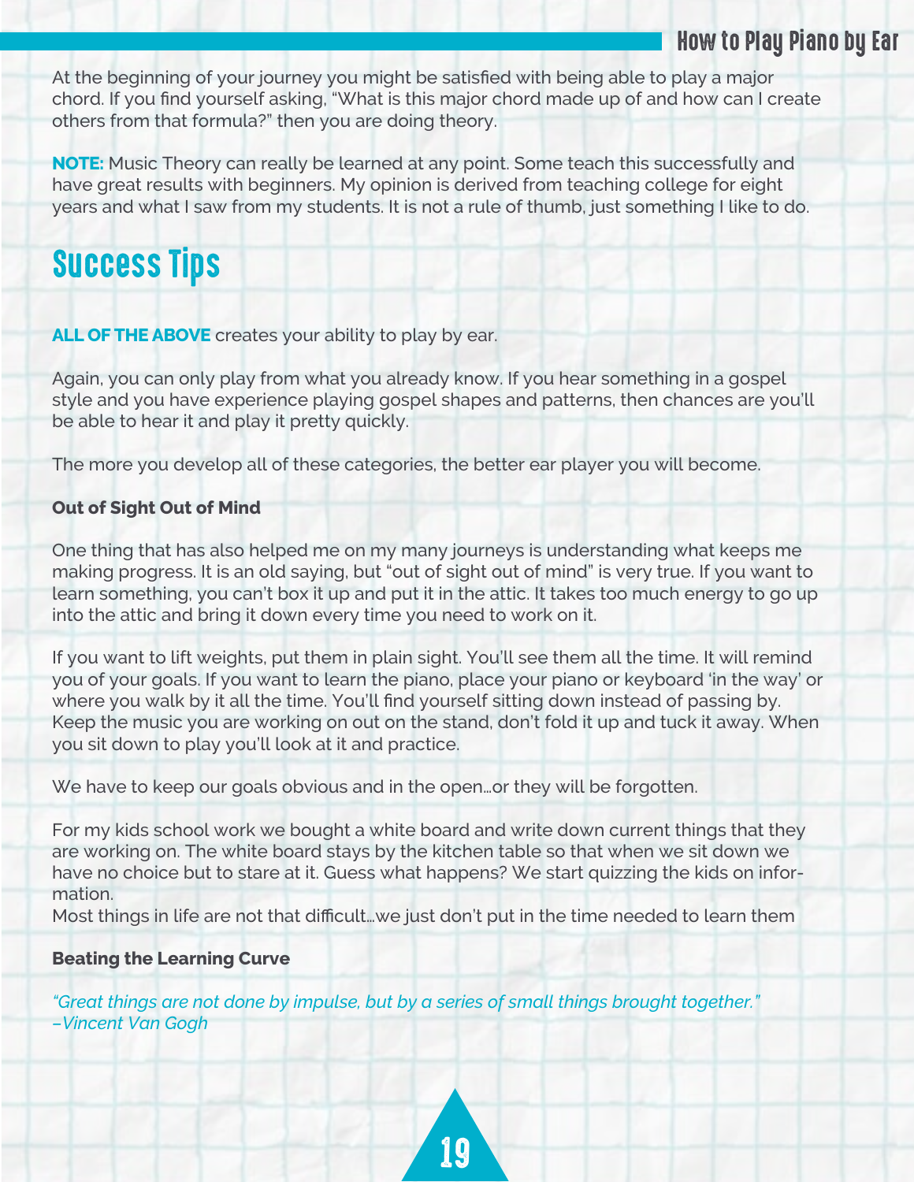At the beginning of your journey you might be satisfied with being able to play a major chord. If you find yourself asking, "What is this major chord made up of and how can I create others from that formula?" then you are doing theory.

**NOTE:** Music Theory can really be learned at any point. Some teach this successfully and have great results with beginners. My opinion is derived from teaching college for eight years and what I saw from my students. It is not a rule of thumb, just something I like to do.

# Success Tips

**ALL OF THE ABOVE** creates your ability to play by ear.

Again, you can only play from what you already know. If you hear something in a gospel style and you have experience playing gospel shapes and patterns, then chances are you'll be able to hear it and play it pretty quickly.

The more you develop all of these categories, the better ear player you will become.

**Out of Sight Out of Mind**

One thing that has also helped me on my many journeys is understanding what keeps me making progress. It is an old saying, but "out of sight out of mind" is very true. If you want to learn something, you can't box it up and put it in the attic. It takes too much energy to go up into the attic and bring it down every time you need to work on it.

If you want to lift weights, put them in plain sight. You'll see them all the time. It will remind you of your goals. If you want to learn the piano, place your piano or keyboard 'in the way' or where you walk by it all the time. You'll find yourself sitting down instead of passing by. Keep the music you are working on out on the stand, don't fold it up and tuck it away. When you sit down to play you'll look at it and practice.

We have to keep our goals obvious and in the open...or they will be forgotten.

For my kids school work we bought a white board and write down current things that they are working on. The white board stays by the kitchen table so that when we sit down we have no choice but to stare at it. Guess what happens? We start quizzing the kids on information.
Most things in life are not that difficult...we just don't put in the time needed to learn them

**Beating the Learning Curve**

*"Great things are not done by impulse, but by a series of small things brought together."*
*–Vincent Van Gogh*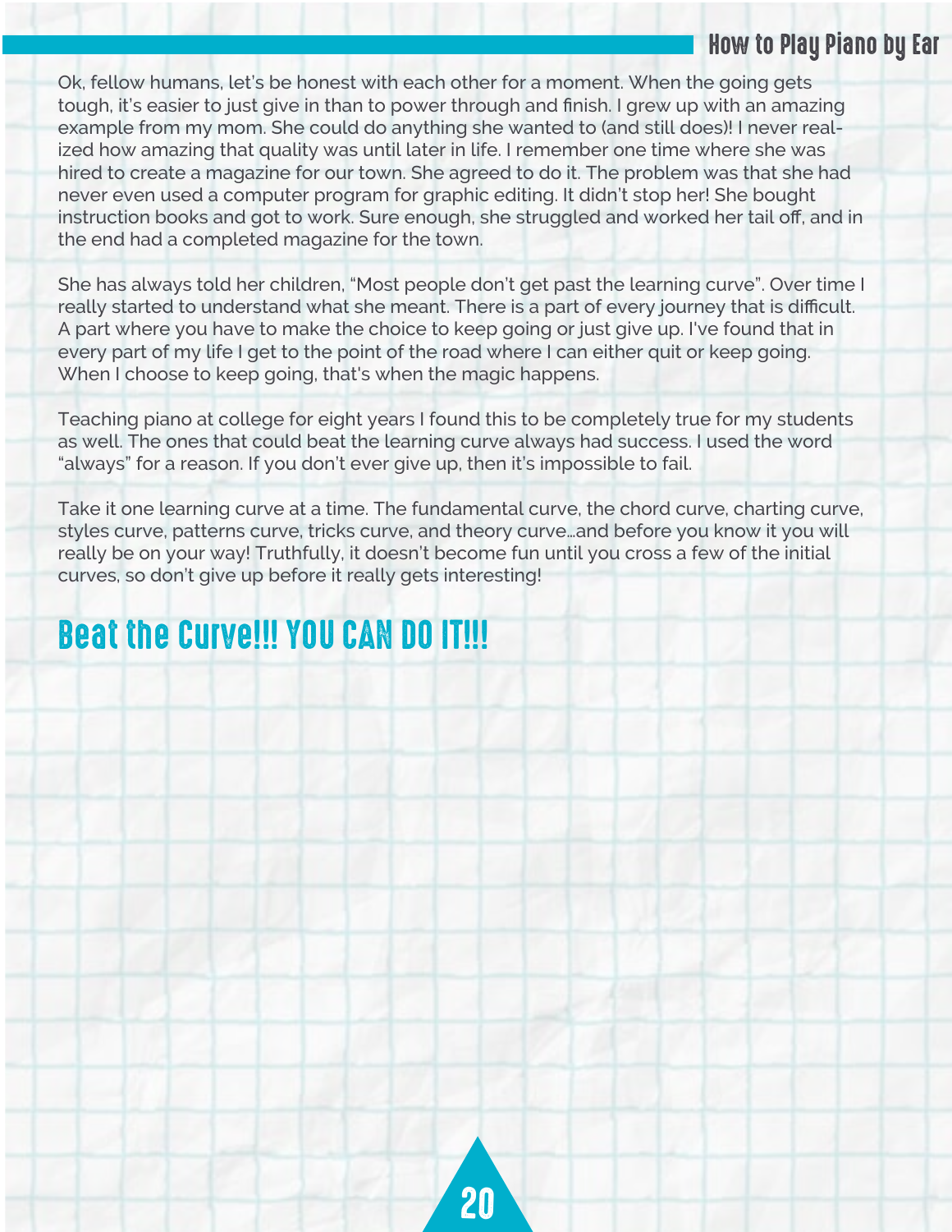Ok, fellow humans, let's be honest with each other for a moment. When the going gets tough, it's easier to just give in than to power through and finish. I grew up with an amazing example from my mom. She could do anything she wanted to (and still does)! I never realized how amazing that quality was until later in life. I remember one time where she was hired to create a magazine for our town. She agreed to do it. The problem was that she had never even used a computer program for graphic editing. It didn't stop her! She bought instruction books and got to work. Sure enough, she struggled and worked her tail off, and in the end had a completed magazine for the town.

She has always told her children, "Most people don't get past the learning curve". Over time I really started to understand what she meant. There is a part of every journey that is difficult. A part where you have to make the choice to keep going or just give up. I've found that in every part of my life I get to the point of the road where I can either quit or keep going. When I choose to keep going, that's when the magic happens.

Teaching piano at college for eight years I found this to be completely true for my students as well. The ones that could beat the learning curve always had success. I used the word "always" for a reason. If you don't ever give up, then it's impossible to fail.

Take it one learning curve at a time. The fundamental curve, the chord curve, charting curve, styles curve, patterns curve, tricks curve, and theory curve…and before you know it you will really be on your way! Truthfully, it doesn't become fun until you cross a few of the initial curves, so don't give up before it really gets interesting!

## Beat the Curve!!! YOU CAN DO IT!!!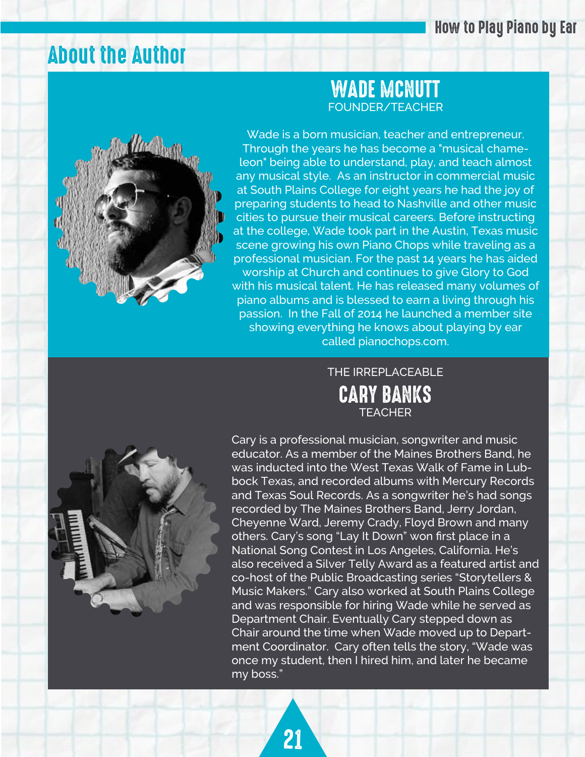## About the Author

### WADE MCNUTT

FOUNDER/TEACHER

Wade is a born musician, teacher and entrepreneur. Through the years he has become a "musical chameleon" being able to understand, play, and teach almost any musical style. As an instructor in commercial music at South Plains College for eight years he had the joy of preparing students to head to Nashville and other music cities to pursue their musical careers. Before instructing at the college, Wade took part in the Austin, Texas music scene growing his own Piano Chops while traveling as a professional musician. For the past 14 years he has aided worship at Church and continues to give Glory to God with his musical talent. He has released many volumes of piano albums and is blessed to earn a living through his passion. In the Fall of 2014 he launched a member site showing everything he knows about playing by ear called pianochops.com.

THE IRREPLACEABLE

### CARY BANKS

TEACHER

Cary is a professional musician, songwriter and music educator. As a member of the Maines Brothers Band, he was inducted into the West Texas Walk of Fame in Lubbock Texas, and recorded albums with Mercury Records and Texas Soul Records. As a songwriter he's had songs recorded by The Maines Brothers Band, Jerry Jordan, Cheyenne Ward, Jeremy Crady, Floyd Brown and many others. Cary's song "Lay It Down" won first place in a National Song Contest in Los Angeles, California. He's also received a Silver Telly Award as a featured artist and co-host of the Public Broadcasting series "Storytellers & Music Makers." Cary also worked at South Plains College and was responsible for hiring Wade while he served as Department Chair. Eventually Cary stepped down as Chair around the time when Wade moved up to Department Coordinator. Cary often tells the story, "Wade was once my student, then I hired him, and later he became my boss."